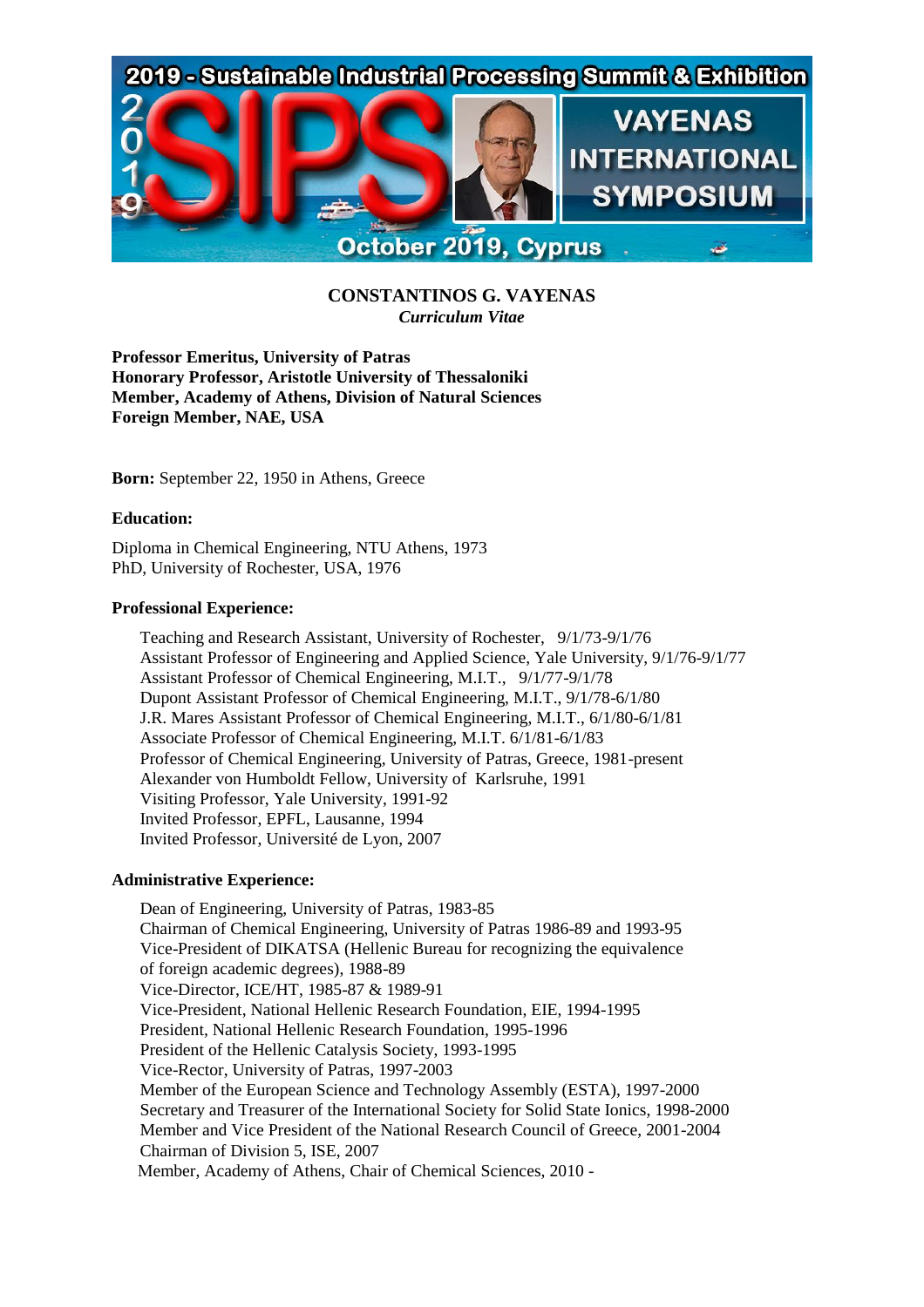# CONSTANTINOS G. VAYENAS

*Curriculum Vitae*

**Professor Emeritus, University of Patras**
**Honorary Professor, Aristotle University of Thessaloniki**
**Member, Academy of Athens, Division of Natural Sciences**
**Foreign Member, NAE, USA**

**Born:** September 22, 1950 in Athens, Greece

**Education:**

Diploma in Chemical Engineering, NTU Athens, 1973
PhD, University of Rochester, USA, 1976

**Professional Experience:**

Teaching and Research Assistant, University of Rochester, 9/1/73-9/1/76
Assistant Professor of Engineering and Applied Science, Yale University, 9/1/76-9/1/77
Assistant Professor of Chemical Engineering, M.I.T., 9/1/77-9/1/78
Dupont Assistant Professor of Chemical Engineering, M.I.T., 9/1/78-6/1/80
J.R. Mares Assistant Professor of Chemical Engineering, M.I.T., 6/1/80-6/1/81
Associate Professor of Chemical Engineering, M.I.T. 6/1/81-6/1/83
Professor of Chemical Engineering, University of Patras, Greece, 1981-present
Alexander von Humboldt Fellow, University of Karlsruhe, 1991
Visiting Professor, Yale University, 1991-92
Invited Professor, EPFL, Lausanne, 1994
Invited Professor, Université de Lyon, 2007

**Administrative Experience:**

Dean of Engineering, University of Patras, 1983-85
Chairman of Chemical Engineering, University of Patras 1986-89 and 1993-95
Vice-President of DIKATSA (Hellenic Bureau for recognizing the equivalence of foreign academic degrees), 1988-89
Vice-Director, ICE/HT, 1985-87 & 1989-91
Vice-President, National Hellenic Research Foundation, EIE, 1994-1995
President, National Hellenic Research Foundation, 1995-1996
President of the Hellenic Catalysis Society, 1993-1995
Vice-Rector, University of Patras, 1997-2003
Member of the European Science and Technology Assembly (ESTA), 1997-2000
Secretary and Treasurer of the International Society for Solid State Ionics, 1998-2000
Member and Vice President of the National Research Council of Greece, 2001-2004
Chairman of Division 5, ISE, 2007
Member, Academy of Athens, Chair of Chemical Sciences, 2010 -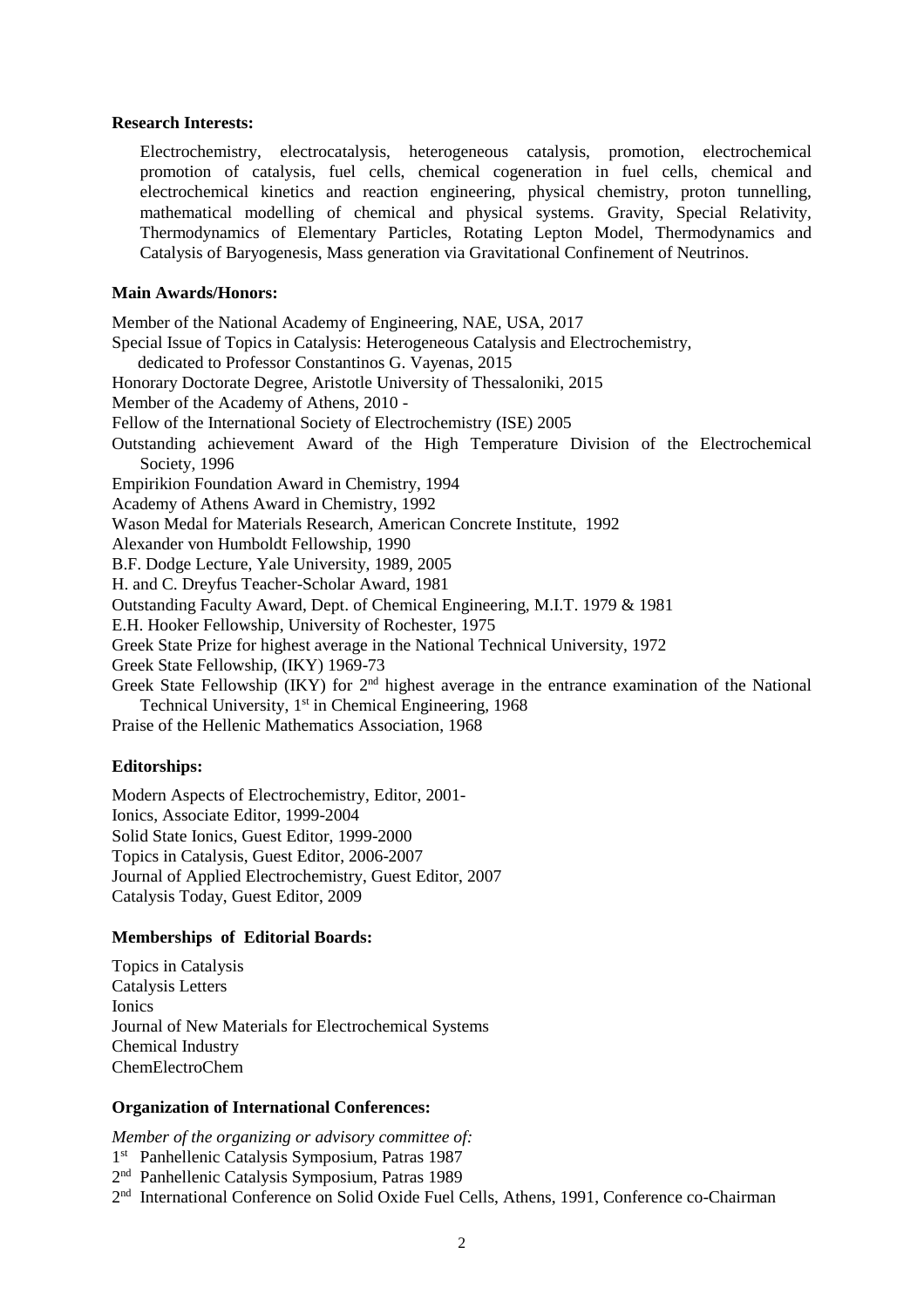**Research Interests:**

Electrochemistry, electrocatalysis, heterogeneous catalysis, promotion, electrochemical promotion of catalysis, fuel cells, chemical cogeneration in fuel cells, chemical and electrochemical kinetics and reaction engineering, physical chemistry, proton tunnelling, mathematical modelling of chemical and physical systems. Gravity, Special Relativity, Thermodynamics of Elementary Particles, Rotating Lepton Model, Thermodynamics and Catalysis of Baryogenesis, Mass generation via Gravitational Confinement of Neutrinos.

**Main Awards/Honors:**

Member of the National Academy of Engineering, NAE, USA, 2017
Special Issue of Topics in Catalysis: Heterogeneous Catalysis and Electrochemistry, dedicated to Professor Constantinos G. Vayenas, 2015
Honorary Doctorate Degree, Aristotle University of Thessaloniki, 2015
Member of the Academy of Athens, 2010 -
Fellow of the International Society of Electrochemistry (ISE) 2005
Outstanding achievement Award of the High Temperature Division of the Electrochemical Society, 1996
Empirikion Foundation Award in Chemistry, 1994
Academy of Athens Award in Chemistry, 1992
Wason Medal for Materials Research, American Concrete Institute, 1992
Alexander von Humboldt Fellowship, 1990
B.F. Dodge Lecture, Yale University, 1989, 2005
H. and C. Dreyfus Teacher-Scholar Award, 1981
Outstanding Faculty Award, Dept. of Chemical Engineering, M.I.T. 1979 & 1981
E.H. Hooker Fellowship, University of Rochester, 1975
Greek State Prize for highest average in the National Technical University, 1972
Greek State Fellowship, (IKY) 1969-73
Greek State Fellowship (IKY) for 2nd highest average in the entrance examination of the National Technical University, 1st in Chemical Engineering, 1968
Praise of the Hellenic Mathematics Association, 1968

**Editorships:**

Modern Aspects of Electrochemistry, Editor, 2001-
Ionics, Associate Editor, 1999-2004
Solid State Ionics, Guest Editor, 1999-2000
Topics in Catalysis, Guest Editor, 2006-2007
Journal of Applied Electrochemistry, Guest Editor, 2007
Catalysis Today, Guest Editor, 2009

**Memberships of Editorial Boards:**

Topics in Catalysis
Catalysis Letters
Ionics
Journal of New Materials for Electrochemical Systems
Chemical Industry
ChemElectroChem

**Organization of International Conferences:**

*Member of the organizing or advisory committee of:*
1st Panhellenic Catalysis Symposium, Patras 1987
2nd Panhellenic Catalysis Symposium, Patras 1989
2nd International Conference on Solid Oxide Fuel Cells, Athens, 1991, Conference co-Chairman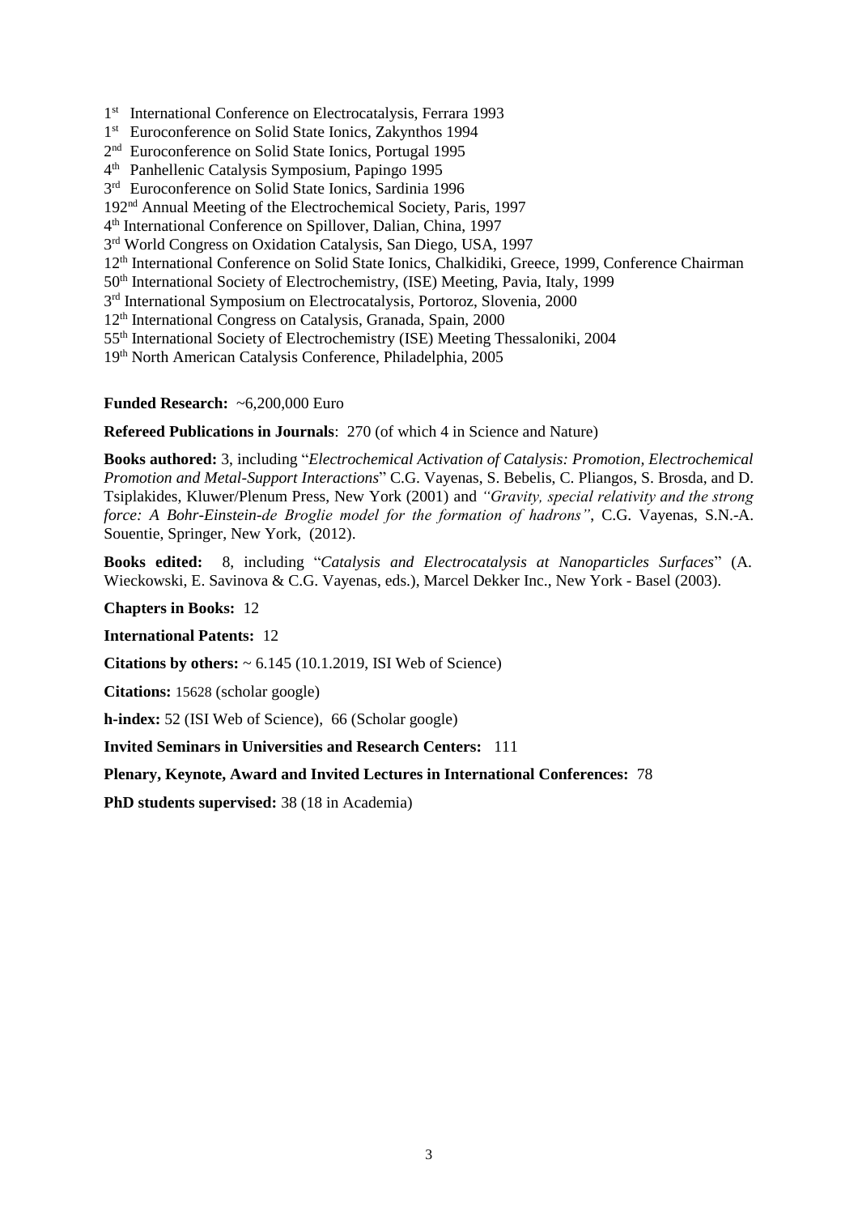1st International Conference on Electrocatalysis, Ferrara 1993
1st Euroconference on Solid State Ionics, Zakynthos 1994
2nd Euroconference on Solid State Ionics, Portugal 1995
4th Panhellenic Catalysis Symposium, Papingo 1995
3rd Euroconference on Solid State Ionics, Sardinia 1996
192nd Annual Meeting of the Electrochemical Society, Paris, 1997
4th International Conference on Spillover, Dalian, China, 1997
3rd World Congress on Oxidation Catalysis, San Diego, USA, 1997
12th International Conference on Solid State Ionics, Chalkidiki, Greece, 1999, Conference Chairman
50th International Society of Electrochemistry, (ISE) Meeting, Pavia, Italy, 1999
3rd International Symposium on Electrocatalysis, Portoroz, Slovenia, 2000
12th International Congress on Catalysis, Granada, Spain, 2000
55th International Society of Electrochemistry (ISE) Meeting Thessaloniki, 2004
19th North American Catalysis Conference, Philadelphia, 2005

**Funded Research:** ~6,200,000 Euro

**Refereed Publications in Journals**: 270 (of which 4 in Science and Nature)

**Books authored:** 3, including "*Electrochemical Activation of Catalysis: Promotion, Electrochemical Promotion and Metal-Support Interactions*" C.G. Vayenas, S. Bebelis, C. Pliangos, S. Brosda, and D. Tsiplakides, Kluwer/Plenum Press, New York (2001) and *"Gravity, special relativity and the strong force: A Bohr-Einstein-de Broglie model for the formation of hadrons"*, C.G. Vayenas, S.N.-A. Souentie, Springer, New York, (2012).

**Books edited:** 8, including "*Catalysis and Electrocatalysis at Nanoparticles Surfaces*" (A. Wieckowski, E. Savinova & C.G. Vayenas, eds.), Marcel Dekker Inc., New York - Basel (2003).

**Chapters in Books:** 12

**International Patents:** 12

**Citations by others:** ~ 6.145 (10.1.2019, ISI Web of Science)

**Citations:** 15628 (scholar google)

**h-index:** 52 (ISI Web of Science), 66 (Scholar google)

**Invited Seminars in Universities and Research Centers:** 111

**Plenary, Keynote, Award and Invited Lectures in International Conferences:** 78

**PhD students supervised:** 38 (18 in Academia)